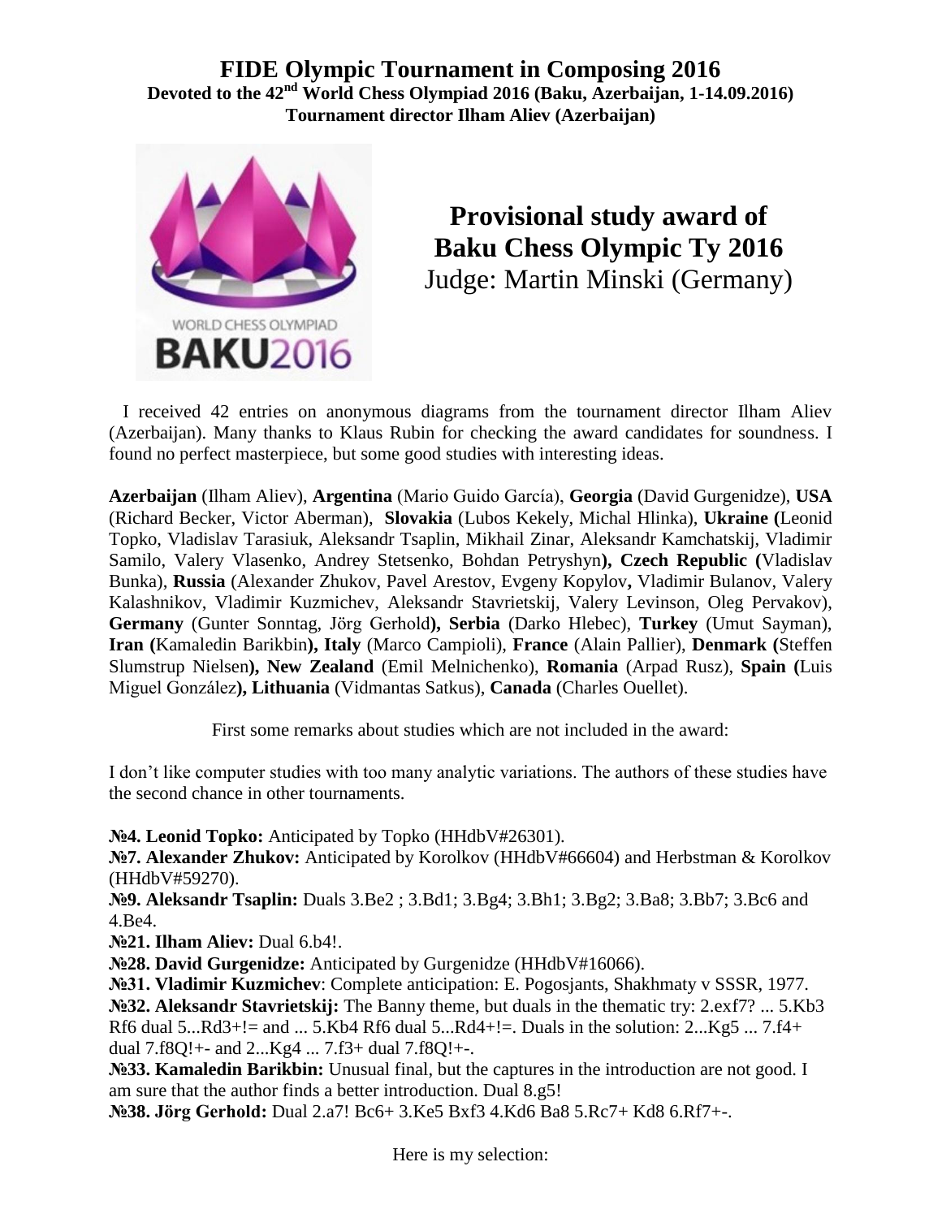# FIDE Olympic Tournament in Composing 2016

**Devoted to the 42nd World Chess Olympiad 2016 (Baku, Azerbaijan, 1-14.09.2016)**
**Tournament director Ilham Aliev (Azerbaijan)**

## Provisional study award of Baku Chess Olympic Ty 2016

Judge: Martin Minski (Germany)

I received 42 entries on anonymous diagrams from the tournament director Ilham Aliev (Azerbaijan). Many thanks to Klaus Rubin for checking the award candidates for soundness. I found no perfect masterpiece, but some good studies with interesting ideas.

**Azerbaijan** (Ilham Aliev), **Argentina** (Mario Guido García), **Georgia** (David Gurgenidze), **USA** (Richard Becker, Victor Aberman), **Slovakia** (Lubos Kekely, Michal Hlinka), **Ukraine (**Leonid Topko, Vladislav Tarasiuk, Aleksandr Tsaplin, Mikhail Zinar, Aleksandr Kamchatskij, Vladimir Samilo, Valery Vlasenko, Andrey Stetsenko, Bohdan Petryshyn**), Czech Republic (**Vladislav Bunka), **Russia** (Alexander Zhukov, Pavel Arestov, Evgeny Kopylov**,** Vladimir Bulanov, Valery Kalashnikov, Vladimir Kuzmichev, Aleksandr Stavrietskij, Valery Levinson, Oleg Pervakov), **Germany** (Gunter Sonntag, Jörg Gerhold**), Serbia** (Darko Hlebec), **Turkey** (Umut Sayman), **Iran (**Kamaledin Barikbin**), Italy** (Marco Campioli), **France** (Alain Pallier), **Denmark (**Steffen Slumstrup Nielsen**), New Zealand** (Emil Melnichenko), **Romania** (Arpad Rusz), **Spain (**Luis Miguel González**), Lithuania** (Vidmantas Satkus), **Canada** (Charles Ouellet).

First some remarks about studies which are not included in the award:

I don't like computer studies with too many analytic variations. The authors of these studies have the second chance in other tournaments.

**№4. Leonid Topko:** Anticipated by Topko (HHdbV#26301).
**№7. Alexander Zhukov:** Anticipated by Korolkov (HHdbV#66604) and Herbstman & Korolkov (HHdbV#59270).
**№9. Aleksandr Tsaplin:** Duals 3.Be2 ; 3.Bd1; 3.Bg4; 3.Bh1; 3.Bg2; 3.Ba8; 3.Bb7; 3.Bc6 and 4.Be4.
**№21. Ilham Aliev:** Dual 6.b4!.
**№28. David Gurgenidze:** Anticipated by Gurgenidze (HHdbV#16066).
**№31. Vladimir Kuzmichev**: Complete anticipation: E. Pogosjants, Shakhmaty v SSSR, 1977.
**№32. Aleksandr Stavrietskij:** The Banny theme, but duals in the thematic try: 2.exf7? ... 5.Kb3 Rf6 dual 5...Rd3+!= and ... 5.Kb4 Rf6 dual 5...Rd4+!=. Duals in the solution: 2...Kg5 ... 7.f4+ dual 7.f8Q!+- and 2...Kg4 ... 7.f3+ dual 7.f8Q!+-.
**№33. Kamaledin Barikbin:** Unusual final, but the captures in the introduction are not good. I am sure that the author finds a better introduction. Dual 8.g5!
**№38. Jörg Gerhold:** Dual 2.a7! Bc6+ 3.Ke5 Bxf3 4.Kd6 Ba8 5.Rc7+ Kd8 6.Rf7+-.

Here is my selection: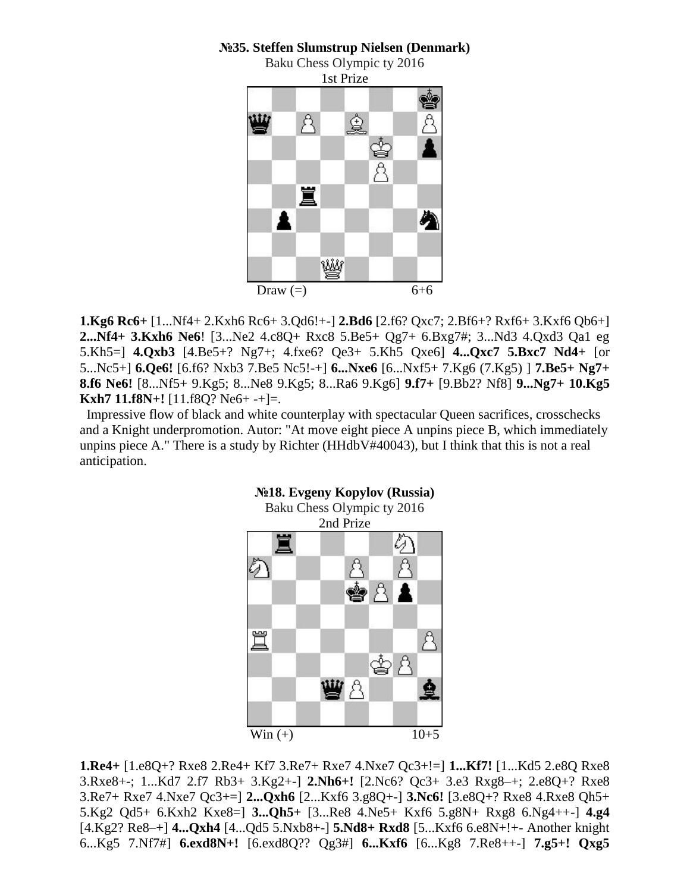**№35. Steffen Slumstrup Nielsen (Denmark)**

Baku Chess Olympic ty 2016

1st Prize

Draw (=) 6+6

**1.Kg6 Rc6+** [1...Nf4+ 2.Kxh6 Rc6+ 3.Qd6!+-] **2.Bd6** [2.f6? Qxc7; 2.Bf6+? Rxf6+ 3.Kxf6 Qb6+] **2...Nf4+ 3.Kxh6 Ne6**! [3...Ne2 4.c8Q+ Rxc8 5.Be5+ Qg7+ 6.Bxg7#; 3...Nd3 4.Qxd3 Qa1 eg 5.Kh5=] **4.Qxb3** [4.Be5+? Ng7+; 4.fxe6? Qe3+ 5.Kh5 Qxe6] **4...Qxc7 5.Bxc7 Nd4+** [or 5...Nc5+] **6.Qe6!** [6.f6? Nxb3 7.Be5 Nc5!-+] **6...Nxe6** [6...Nxf5+ 7.Kg6 (7.Kg5) ] **7.Be5+ Ng7+ 8.f6 Ne6!** [8...Nf5+ 9.Kg5; 8...Ne8 9.Kg5; 8...Ra6 9.Kg6] **9.f7+** [9.Bb2? Nf8] **9...Ng7+ 10.Kg5 Kxh7 11.f8N+!** [11.f8Q? Ne6+ -+]=.

Impressive flow of black and white counterplay with spectacular Queen sacrifices, crosschecks and a Knight underpromotion. Autor: "At move eight piece A unpins piece B, which immediately unpins piece A." There is a study by Richter (HHdbV#40043), but I think that this is not a real anticipation.

**№18. Evgeny Kopylov (Russia)**

Baku Chess Olympic ty 2016

2nd Prize

Win (+) 10+5

**1.Re4+** [1.e8Q+? Rxe8 2.Re4+ Kf7 3.Re7+ Rxe7 4.Nxe7 Qc3+!=] **1...Kf7!** [1...Kd5 2.e8Q Rxe8 3.Rxe8+-; 1...Kd7 2.f7 Rb3+ 3.Kg2+-] **2.Nh6+!** [2.Nc6? Qc3+ 3.e3 Rxg8–+; 2.e8Q+? Rxe8 3.Re7+ Rxe7 4.Nxe7 Qc3+=] **2...Qxh6** [2...Kxf6 3.g8Q+-] **3.Nc6!** [3.e8Q+? Rxe8 4.Rxe8 Qh5+ 5.Kg2 Qd5+ 6.Kxh2 Kxe8=] **3...Qh5+** [3...Re8 4.Ne5+ Kxf6 5.g8N+ Rxg8 6.Ng4++-] **4.g4** [4.Kg2? Re8–+] **4...Qxh4** [4...Qd5 5.Nxb8+-] **5.Nd8+ Rxd8** [5...Kxf6 6.e8N+!+- Another knight 6...Kg5 7.Nf7#] **6.exd8N+!** [6.exd8Q?? Qg3#] **6...Kxf6** [6...Kg8 7.Re8++-] **7.g5+! Qxg5**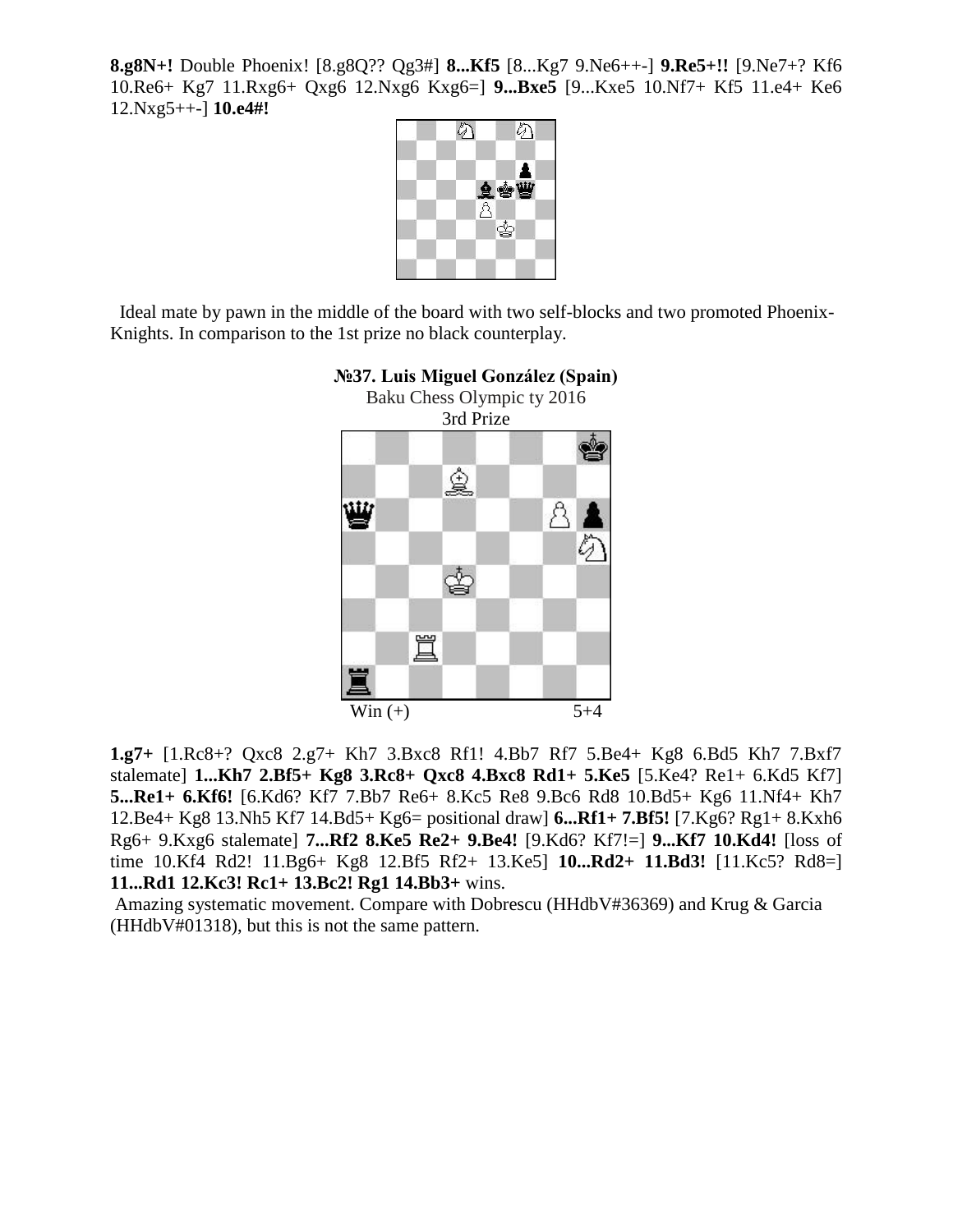**8.g8N+!** Double Phoenix! [8.g8Q?? Qg3#] **8...Kf5** [8...Kg7 9.Ne6++-] **9.Re5+!!** [9.Ne7+? Kf6 10.Re6+ Kg7 11.Rxg6+ Qxg6 12.Nxg6 Kxg6=] **9...Bxe5** [9...Kxe5 10.Nf7+ Kf5 11.e4+ Ke6 12.Nxg5++-] **10.e4#!**

Ideal mate by pawn in the middle of the board with two self-blocks and two promoted Phoenix-Knights. In comparison to the 1st prize no black counterplay.

**№37. Luis Miguel González (Spain)**

Baku Chess Olympic ty 2016

3rd Prize

Win (+) 5+4

**1.g7+** [1.Rc8+? Qxc8 2.g7+ Kh7 3.Bxc8 Rf1! 4.Bb7 Rf7 5.Be4+ Kg8 6.Bd5 Kh7 7.Bxf7 stalemate] **1...Kh7 2.Bf5+ Kg8 3.Rc8+ Qxc8 4.Bxc8 Rd1+ 5.Ke5** [5.Ke4? Re1+ 6.Kd5 Kf7] **5...Re1+ 6.Kf6!** [6.Kd6? Kf7 7.Bb7 Re6+ 8.Kc5 Re8 9.Bc6 Rd8 10.Bd5+ Kg6 11.Nf4+ Kh7 12.Be4+ Kg8 13.Nh5 Kf7 14.Bd5+ Kg6= positional draw] **6...Rf1+ 7.Bf5!** [7.Kg6? Rg1+ 8.Kxh6 Rg6+ 9.Kxg6 stalemate] **7...Rf2 8.Ke5 Re2+ 9.Be4!** [9.Kd6? Kf7!=] **9...Kf7 10.Kd4!** [loss of time 10.Kf4 Rd2! 11.Bg6+ Kg8 12.Bf5 Rf2+ 13.Ke5] **10...Rd2+ 11.Bd3!** [11.Kc5? Rd8=] **11...Rd1 12.Kc3! Rc1+ 13.Bc2! Rg1 14.Bb3+** wins.

Amazing systematic movement. Compare with Dobrescu (HHdbV#36369) and Krug & Garcia (HHdbV#01318), but this is not the same pattern.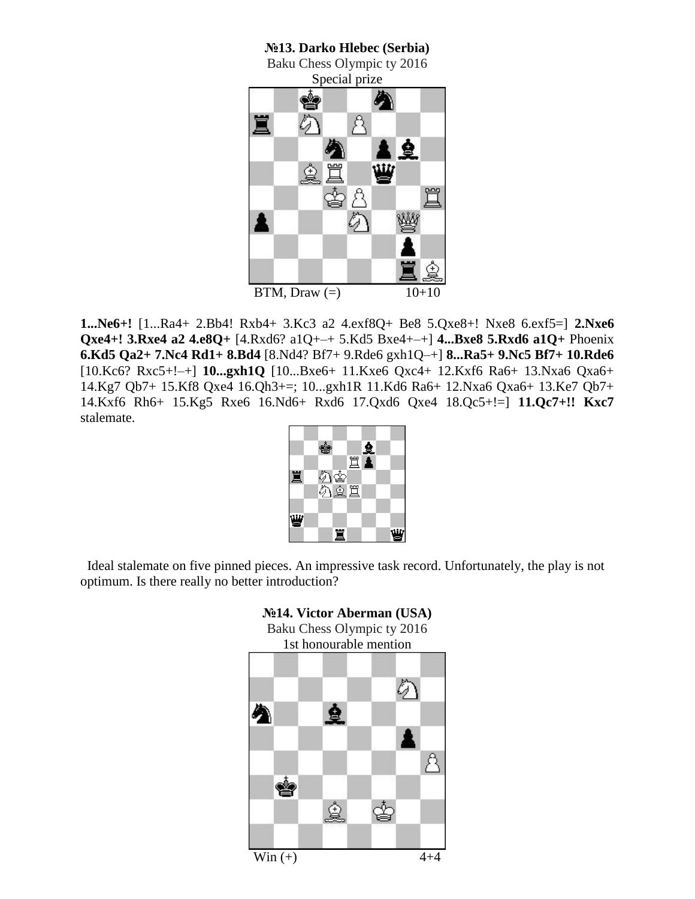**№13. Darko Hlebec (Serbia)**
Baku Chess Olympic ty 2016
Special prize

BTM, Draw (=) 10+10

**1...Ne6+!** [1...Ra4+ 2.Bb4! Rxb4+ 3.Kc3 a2 4.exf8Q+ Be8 5.Qxe8+! Nxe8 6.exf5=] **2.Nxe6 Qxe4+! 3.Rxe4 a2 4.e8Q+** [4.Rxd6? a1Q+–+ 5.Kd5 Bxe4+–+] **4...Bxe8 5.Rxd6 a1Q+** Phoenix **6.Kd5 Qa2+ 7.Nc4 Rd1+ 8.Bd4** [8.Nd4? Bf7+ 9.Rde6 gxh1Q–+] **8...Ra5+ 9.Nc5 Bf7+ 10.Rde6** [10.Kc6? Rxc5+!–+] **10...gxh1Q** [10...Bxe6+ 11.Kxe6 Qxc4+ 12.Kxf6 Ra6+ 13.Nxa6 Qxa6+ 14.Kg7 Qb7+ 15.Kf8 Qxe4 16.Qh3+=; 10...gxh1R 11.Kd6 Ra6+ 12.Nxa6 Qxa6+ 13.Ke7 Qb7+ 14.Kxf6 Rh6+ 15.Kg5 Rxe6 16.Nd6+ Rxd6 17.Qxd6 Qxe4 18.Qc5+!=] **11.Qc7+!! Kxc7** stalemate.

Ideal stalemate on five pinned pieces. An impressive task record. Unfortunately, the play is not optimum. Is there really no better introduction?

**№14. Victor Aberman (USA)**
Baku Chess Olympic ty 2016
1st honourable mention

Win (+) 4+4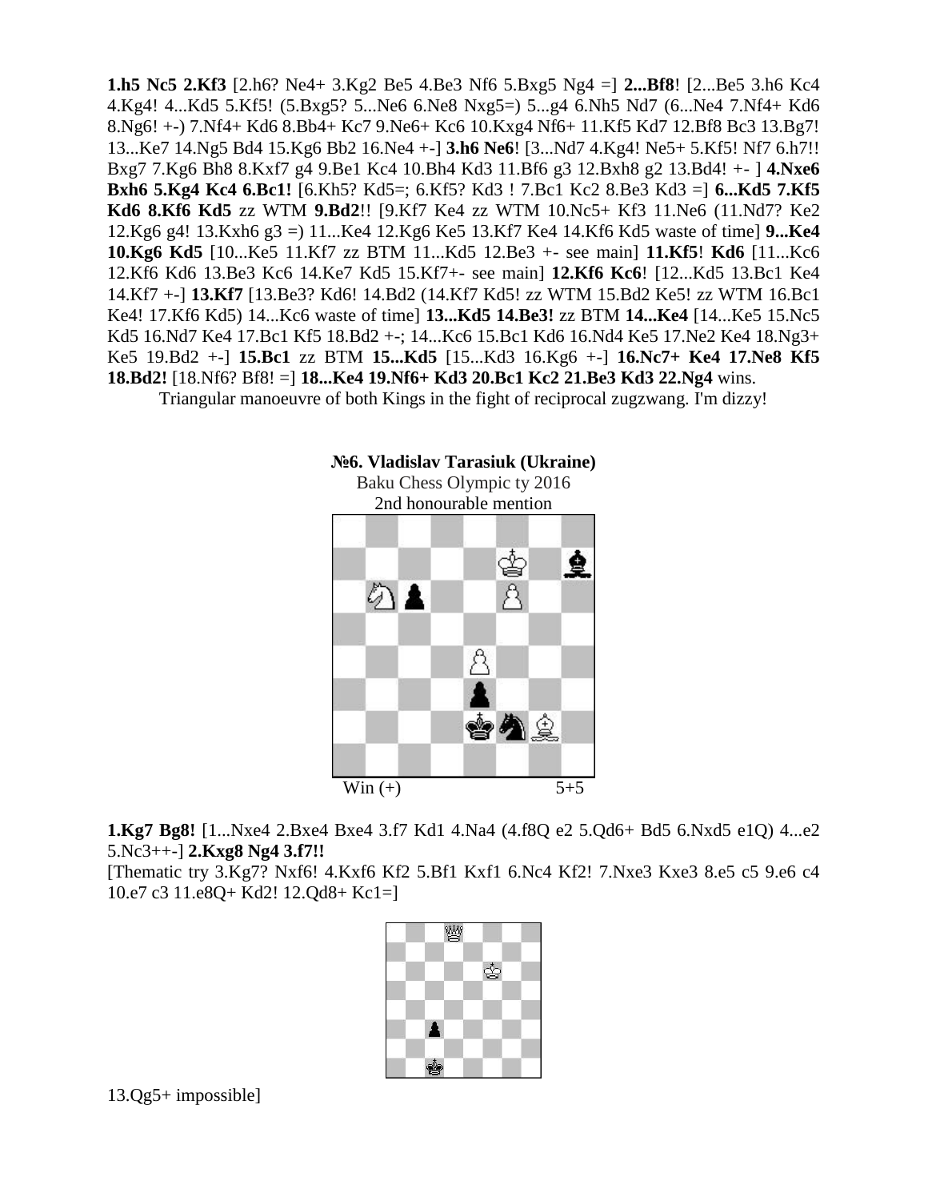**1.h5 Nc5 2.Kf3** [2.h6? Ne4+ 3.Kg2 Be5 4.Be3 Nf6 5.Bxg5 Ng4 =] **2...Bf8**! [2...Be5 3.h6 Kc4 4.Kg4! 4...Kd5 5.Kf5! (5.Bxg5? 5...Ne6 6.Ne8 Nxg5=) 5...g4 6.Nh5 Nd7 (6...Ne4 7.Nf4+ Kd6 8.Ng6! +-) 7.Nf4+ Kd6 8.Bb4+ Kc7 9.Ne6+ Kc6 10.Kxg4 Nf6+ 11.Kf5 Kd7 12.Bf8 Bc3 13.Bg7! 13...Ke7 14.Ng5 Bd4 15.Kg6 Bb2 16.Ne4 +-] **3.h6 Ne6**! [3...Nd7 4.Kg4! Ne5+ 5.Kf5! Nf7 6.h7!! Bxg7 7.Kg6 Bh8 8.Kxf7 g4 9.Be1 Kc4 10.Bh4 Kd3 11.Bf6 g3 12.Bxh8 g2 13.Bd4! +- ] **4.Nxe6 Bxh6 5.Kg4 Kc4 6.Bc1!** [6.Kh5? Kd5=; 6.Kf5? Kd3 ! 7.Bc1 Kc2 8.Be3 Kd3 =] **6...Kd5 7.Kf5 Kd6 8.Kf6 Kd5** zz WTM **9.Bd2**!! [9.Kf7 Ke4 zz WTM 10.Nc5+ Kf3 11.Ne6 (11.Nd7? Ke2 12.Kg6 g4! 13.Kxh6 g3 =) 11...Ke4 12.Kg6 Ke5 13.Kf7 Ke4 14.Kf6 Kd5 waste of time] **9...Ke4 10.Kg6 Kd5** [10...Ke5 11.Kf7 zz BTM 11...Kd5 12.Be3 +- see main] **11.Kf5**! **Kd6** [11...Kc6 12.Kf6 Kd6 13.Be3 Kc6 14.Ke7 Kd5 15.Kf7+- see main] **12.Kf6 Kc6**! [12...Kd5 13.Bc1 Ke4 14.Kf7 +-] **13.Kf7** [13.Be3? Kd6! 14.Bd2 (14.Kf7 Kd5! zz WTM 15.Bd2 Ke5! zz WTM 16.Bc1 Ke4! 17.Kf6 Kd5) 14...Kc6 waste of time] **13...Kd5 14.Be3!** zz BTM **14...Ke4** [14...Ke5 15.Nc5 Kd5 16.Nd7 Ke4 17.Bc1 Kf5 18.Bd2 +-; 14...Kc6 15.Bc1 Kd6 16.Nd4 Ke5 17.Ne2 Ke4 18.Ng3+ Ke5 19.Bd2 +-] **15.Bc1** zz BTM **15...Kd5** [15...Kd3 16.Kg6 +-] **16.Nc7+ Ke4 17.Ne8 Kf5 18.Bd2!** [18.Nf6? Bf8! =] **18...Ke4 19.Nf6+ Kd3 20.Bc1 Kc2 21.Be3 Kd3 22.Ng4** wins.

Triangular manoeuvre of both Kings in the fight of reciprocal zugzwang. I'm dizzy!

**№6. Vladislav Tarasiuk (Ukraine)**
Baku Chess Olympic ty 2016
2nd honourable mention

Win (+) 5+5

**1.Kg7 Bg8!** [1...Nxe4 2.Bxe4 Bxe4 3.f7 Kd1 4.Na4 (4.f8Q e2 5.Qd6+ Bd5 6.Nxd5 e1Q) 4...e2 5.Nc3++-] **2.Kxg8 Ng4 3.f7!!**

[Thematic try 3.Kg7? Nxf6! 4.Kxf6 Kf2 5.Bf1 Kxf1 6.Nc4 Kf2! 7.Nxe3 Kxe3 8.e5 c5 9.e6 c4 10.e7 c3 11.e8Q+ Kd2! 12.Qd8+ Kc1=]

13.Qg5+ impossible]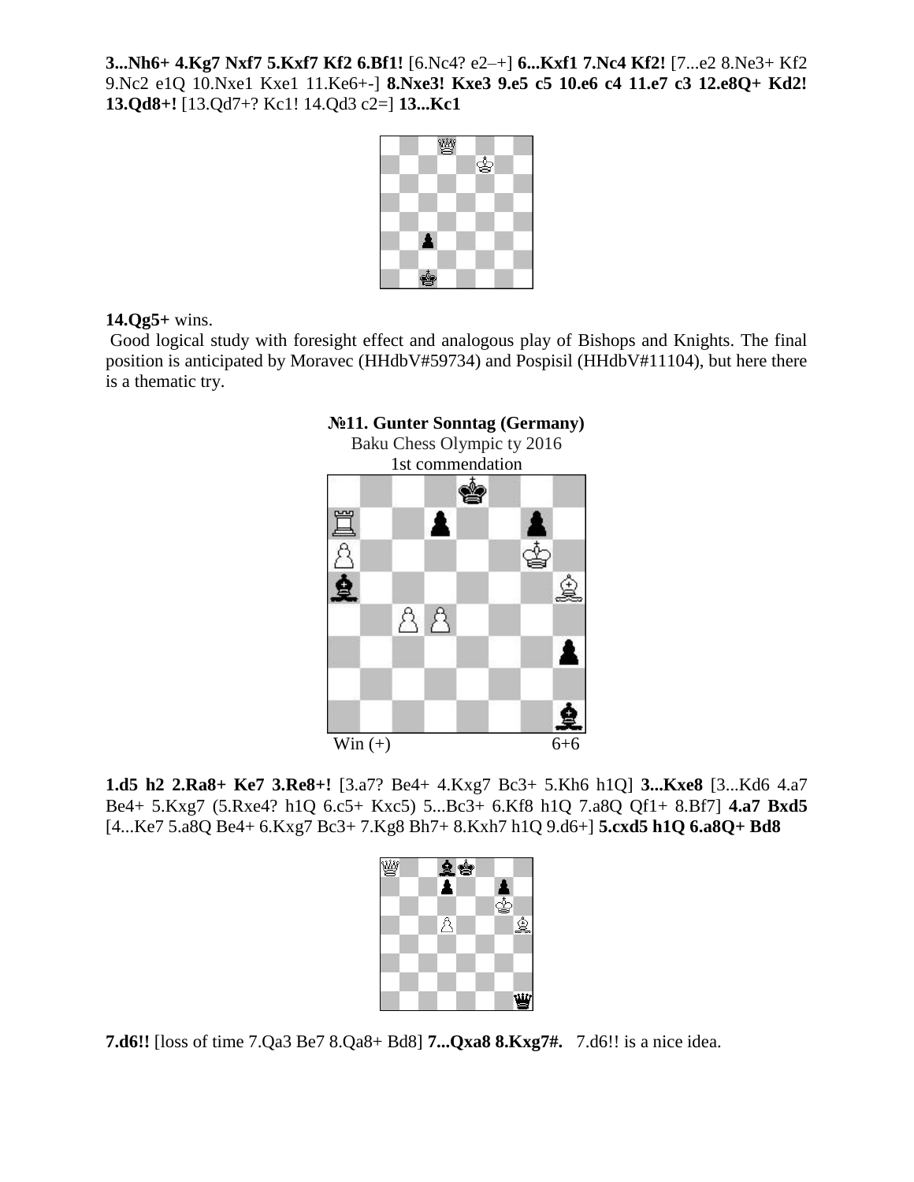**3...Nh6+ 4.Kg7 Nxf7 5.Kxf7 Kf2 6.Bf1!** [6.Nc4? e2–+] **6...Kxf1 7.Nc4 Kf2!** [7...e2 8.Ne3+ Kf2 9.Nc2 e1Q 10.Nxe1 Kxe1 11.Ke6+-] **8.Nxe3! Kxe3 9.e5 c5 10.e6 c4 11.e7 c3 12.e8Q+ Kd2! 13.Qd8+!** [13.Qd7+? Kc1! 14.Qd3 c2=] **13...Kc1**

**14.Qg5+** wins.

Good logical study with foresight effect and analogous play of Bishops and Knights. The final position is anticipated by Moravec (HHdbV#59734) and Pospisil (HHdbV#11104), but here there is a thematic try.

**№11. Gunter Sonntag (Germany)**
Baku Chess Olympic ty 2016
1st commendation

Win (+) 6+6

**1.d5 h2 2.Ra8+ Ke7 3.Re8+!** [3.a7? Be4+ 4.Kxg7 Bc3+ 5.Kh6 h1Q] **3...Kxe8** [3...Kd6 4.a7 Be4+ 5.Kxg7 (5.Rxe4? h1Q 6.c5+ Kxc5) 5...Bc3+ 6.Kf8 h1Q 7.a8Q Qf1+ 8.Bf7] **4.a7 Bxd5** [4...Ke7 5.a8Q Be4+ 6.Kxg7 Bc3+ 7.Kg8 Bh7+ 8.Kxh7 h1Q 9.d6+] **5.cxd5 h1Q 6.a8Q+ Bd8**

**7.d6!!** [loss of time 7.Qa3 Be7 8.Qa8+ Bd8] **7...Qxa8 8.Kxg7#.** 7.d6!! is a nice idea.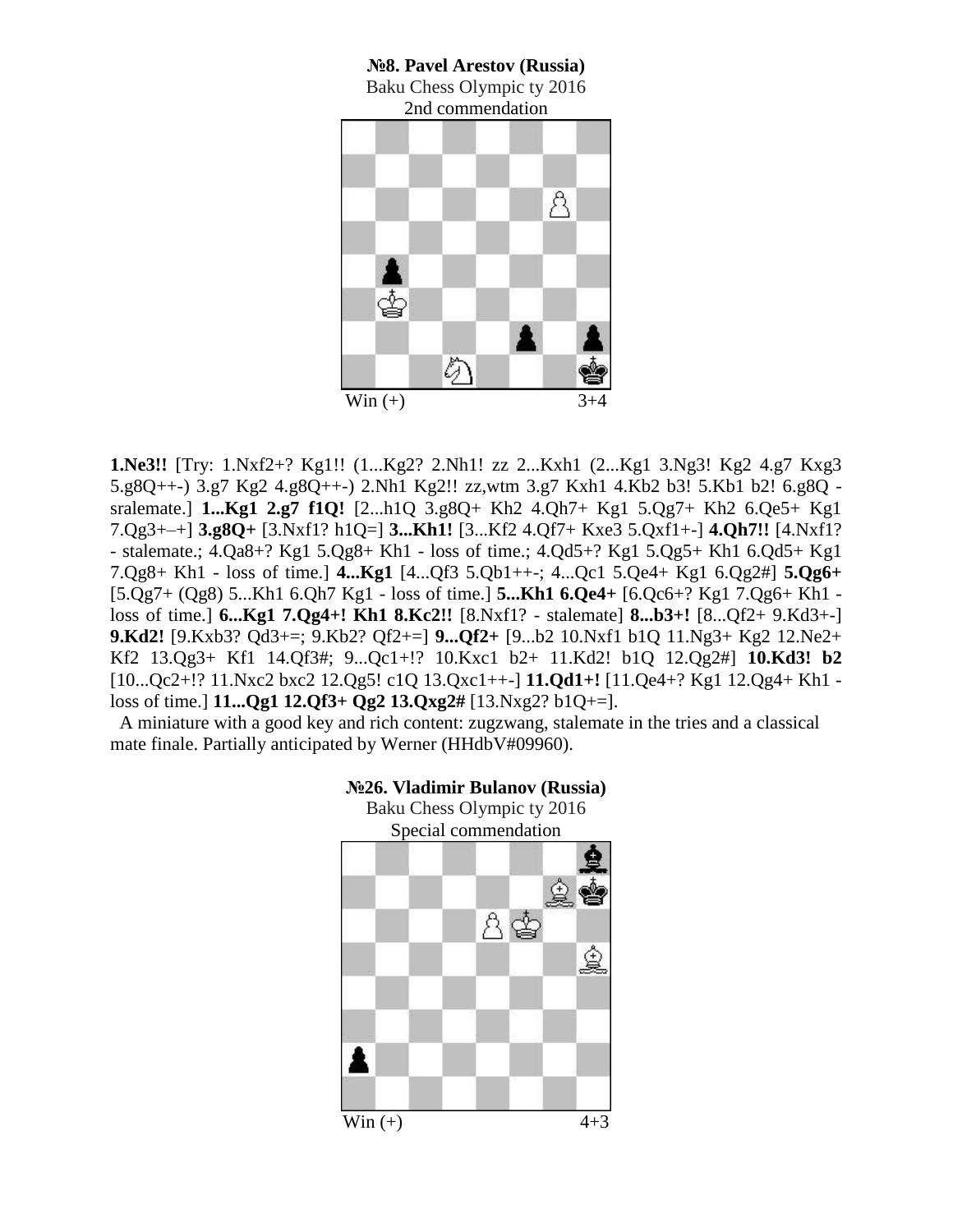**№8. Pavel Arestov (Russia)**
Baku Chess Olympic ty 2016
2nd commendation

Win (+) 3+4

**1.Ne3!!** [Try: 1.Nxf2+? Kg1!! (1...Kg2? 2.Nh1! zz 2...Kxh1 (2...Kg1 3.Ng3! Kg2 4.g7 Kxg3 5.g8Q++-) 3.g7 Kg2 4.g8Q++-) 2.Nh1 Kg2!! zz,wtm 3.g7 Kxh1 4.Kb2 b3! 5.Kb1 b2! 6.g8Q - sralemate.] **1...Kg1 2.g7 f1Q!** [2...h1Q 3.g8Q+ Kh2 4.Qh7+ Kg1 5.Qg7+ Kh2 6.Qe5+ Kg1 7.Qg3+–+] **3.g8Q+** [3.Nxf1? h1Q=] **3...Kh1!** [3...Kf2 4.Qf7+ Kxe3 5.Qxf1+-] **4.Qh7!!** [4.Nxf1? - stalemate.; 4.Qa8+? Kg1 5.Qg8+ Kh1 - loss of time.; 4.Qd5+? Kg1 5.Qg5+ Kh1 6.Qd5+ Kg1 7.Qg8+ Kh1 - loss of time.] **4...Kg1** [4...Qf3 5.Qb1++-; 4...Qc1 5.Qe4+ Kg1 6.Qg2#] **5.Qg6+** [5.Qg7+ (Qg8) 5...Kh1 6.Qh7 Kg1 - loss of time.] **5...Kh1 6.Qe4+** [6.Qc6+? Kg1 7.Qg6+ Kh1 - loss of time.] **6...Kg1 7.Qg4+! Kh1 8.Kc2!!** [8.Nxf1? - stalemate] **8...b3+!** [8...Qf2+ 9.Kd3+-] **9.Kd2!** [9.Kxb3? Qd3+=; 9.Kb2? Qf2+=] **9...Qf2+** [9...b2 10.Nxf1 b1Q 11.Ng3+ Kg2 12.Ne2+ Kf2 13.Qg3+ Kf1 14.Qf3#; 9...Qc1+!? 10.Kxc1 b2+ 11.Kd2! b1Q 12.Qg2#] **10.Kd3! b2** [10...Qc2+!? 11.Nxc2 bxc2 12.Qg5! c1Q 13.Qxc1++-] **11.Qd1+!** [11.Qe4+? Kg1 12.Qg4+ Kh1 - loss of time.] **11...Qg1 12.Qf3+ Qg2 13.Qxg2#** [13.Nxg2? b1Q+=].

A miniature with a good key and rich content: zugzwang, stalemate in the tries and a classical mate finale. Partially anticipated by Werner (HHdbV#09960).

**№26. Vladimir Bulanov (Russia)**
Baku Chess Olympic ty 2016
Special commendation

Win (+) 4+3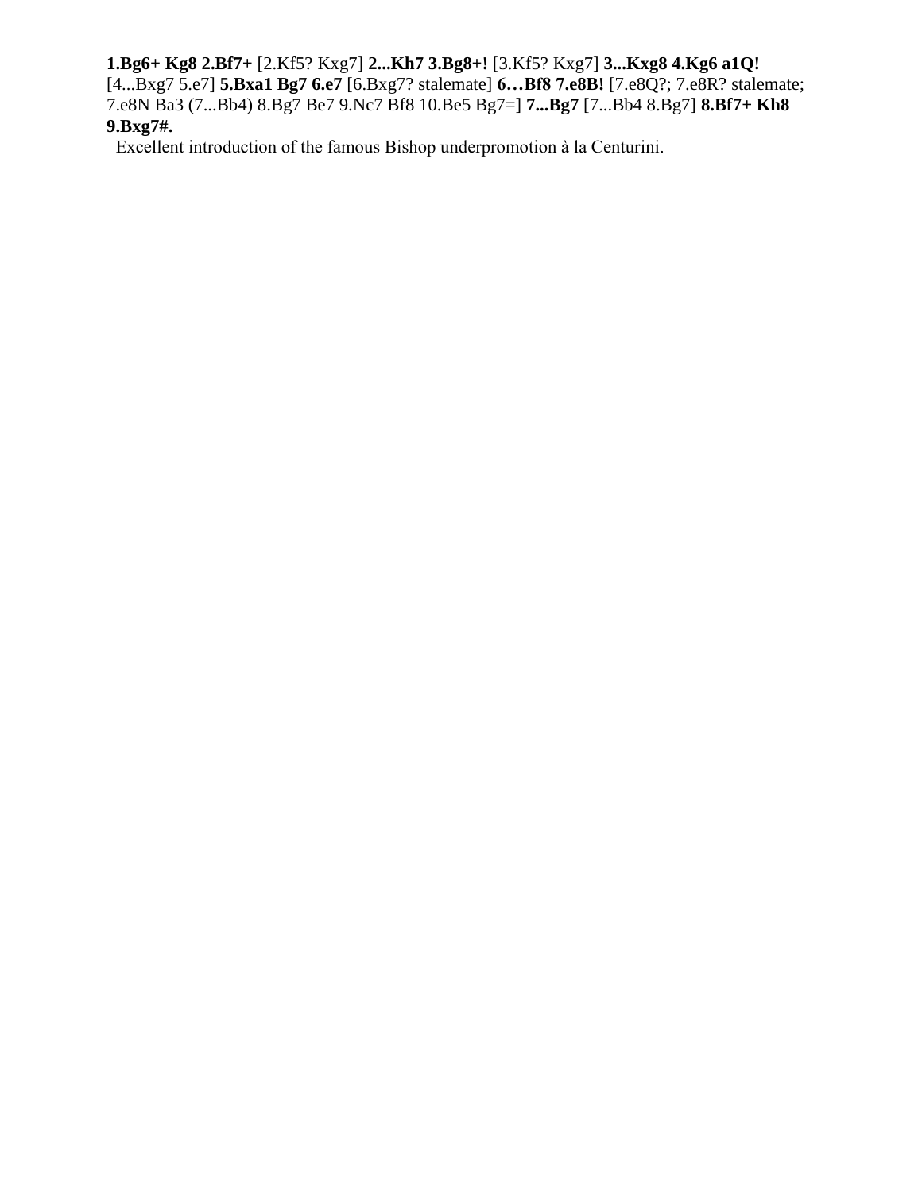**1.Bg6+ Kg8 2.Bf7+** [2.Kf5? Kxg7] **2...Kh7 3.Bg8+!** [3.Kf5? Kxg7] **3...Kxg8 4.Kg6 a1Q!** [4...Bxg7 5.e7] **5.Bxa1 Bg7 6.e7** [6.Bxg7? stalemate] **6…Bf8 7.e8B!** [7.e8Q?; 7.e8R? stalemate; 7.e8N Ba3 (7...Bb4) 8.Bg7 Be7 9.Nc7 Bf8 10.Be5 Bg7=] **7...Bg7** [7...Bb4 8.Bg7] **8.Bf7+ Kh8 9.Bxg7#.**

Excellent introduction of the famous Bishop underpromotion à la Centurini.